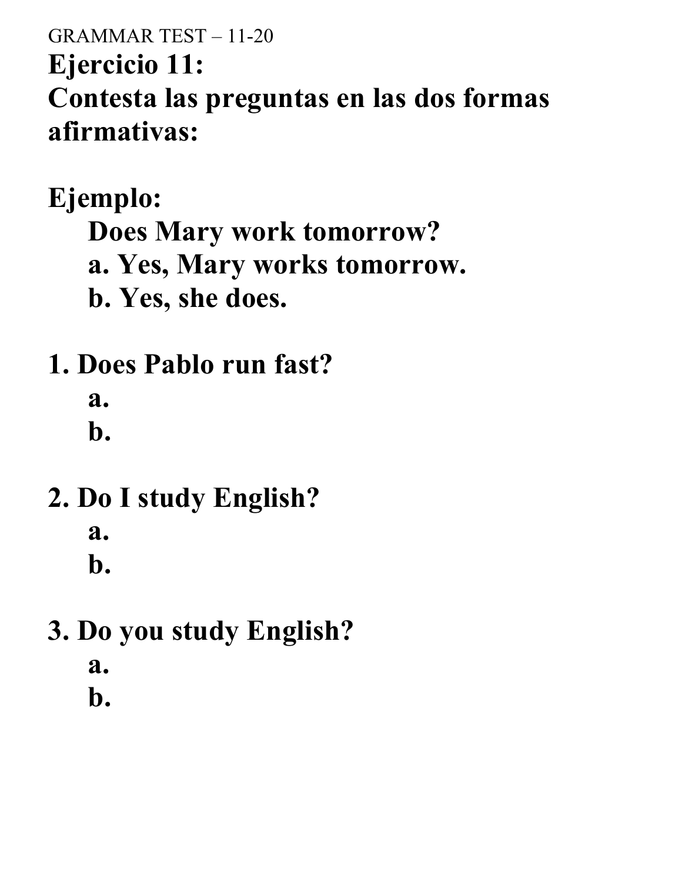GRAMMAR TEST – 11-20

# Ejercicio 11:

# Contesta las preguntas en las dos formas afirmativas:

**Ejemplo:**

**Does Mary work tomorrow?**
**a. Yes, Mary works tomorrow.**
**b. Yes, she does.**

**1. Does Pablo run fast?**
**a.**
**b.**

**2. Do I study English?**
**a.**
**b.**

**3. Do you study English?**
**a.**
**b.**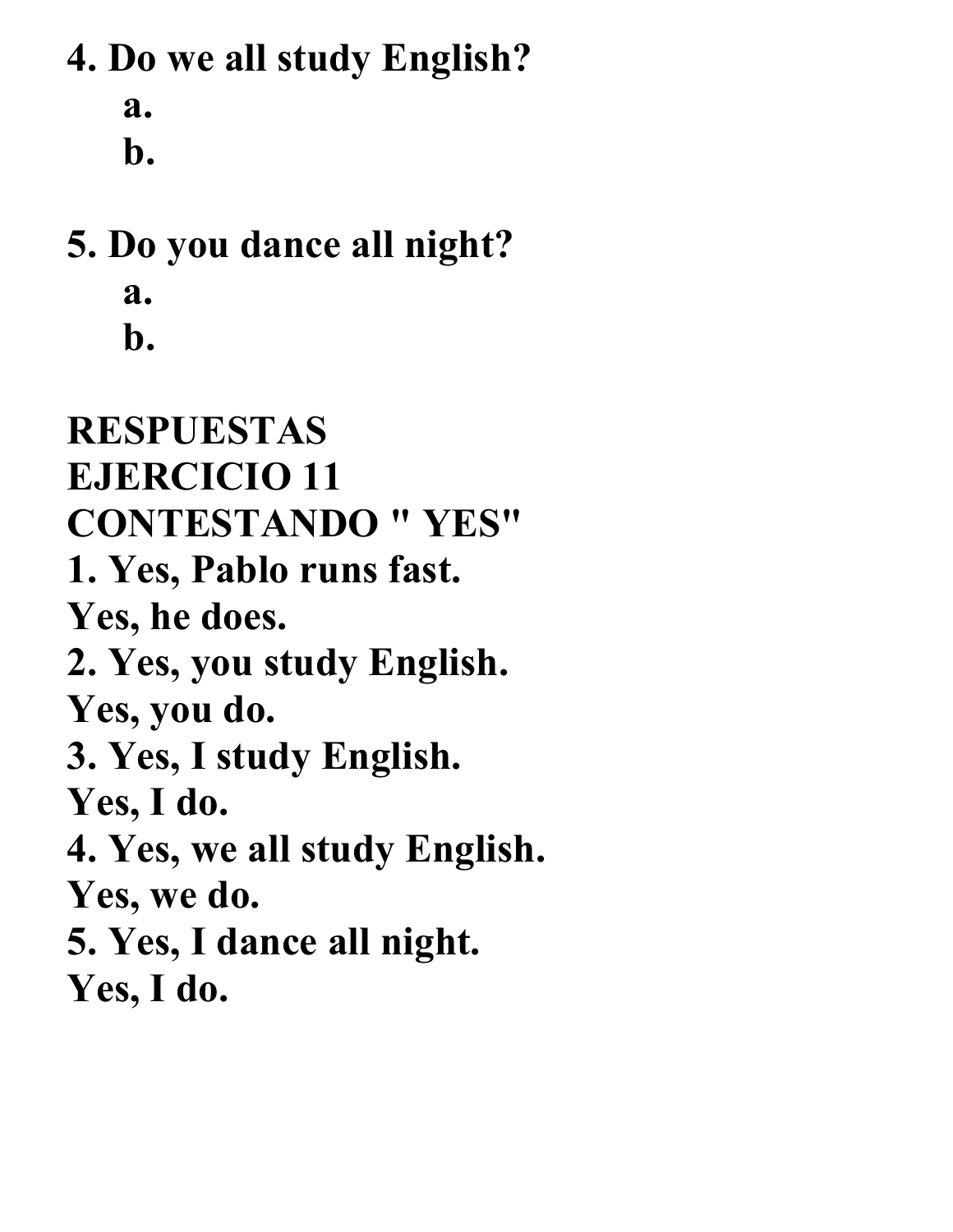**4. Do we all study English?**

  **a.**

  **b.**

**5. Do you dance all night?**

  **a.**

  **b.**

**RESPUESTAS**
**EJERCICIO 11**
**CONTESTANDO " YES"**

**1. Yes, Pablo runs fast.**
**Yes, he does.**
**2. Yes, you study English.**
**Yes, you do.**
**3. Yes, I study English.**
**Yes, I do.**
**4. Yes, we all study English.**
**Yes, we do.**
**5. Yes, I dance all night.**
**Yes, I do.**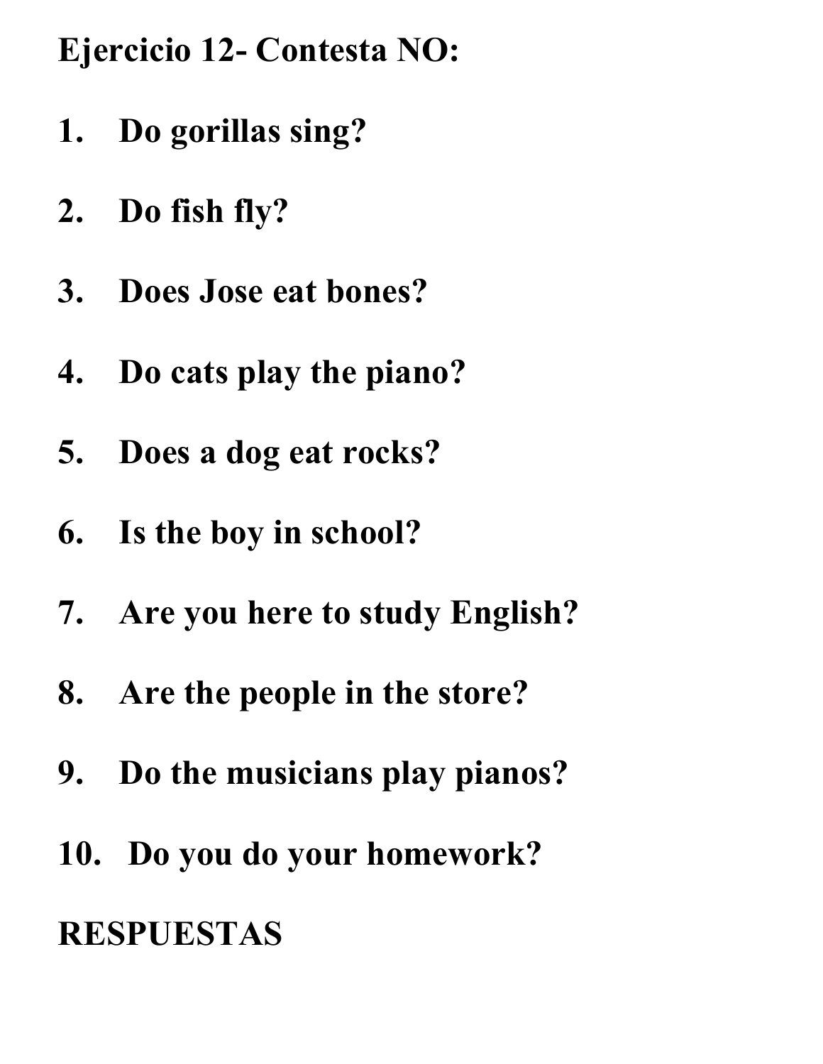**Ejercicio 12- Contesta NO:**

1. **Do gorillas sing?**
2. **Do fish fly?**
3. **Does Jose eat bones?**
4. **Do cats play the piano?**
5. **Does a dog eat rocks?**
6. **Is the boy in school?**
7. **Are you here to study English?**
8. **Are the people in the store?**
9. **Do the musicians play pianos?**
10. **Do you do your homework?**

**RESPUESTAS**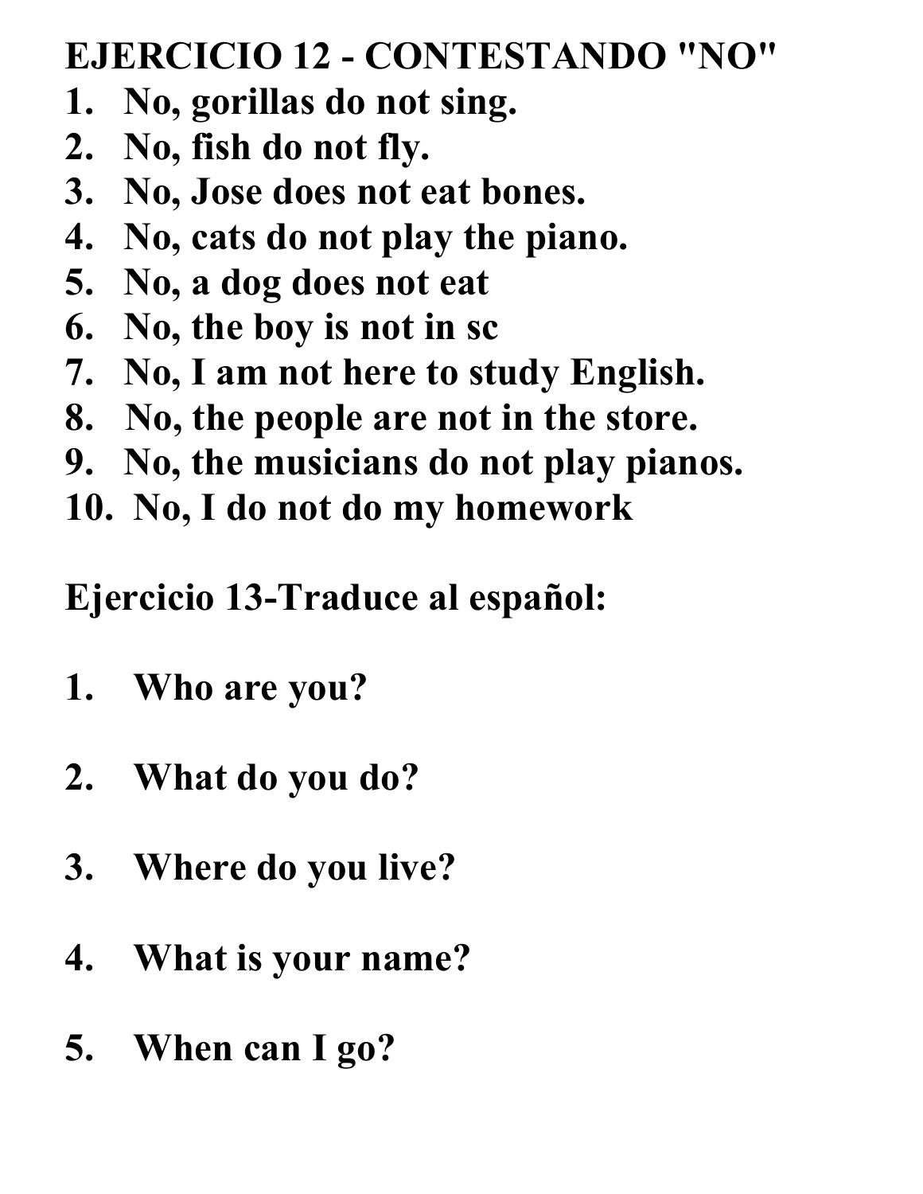**EJERCICIO 12 - CONTESTANDO "NO"**

1. **No, gorillas do not sing.**
2. **No, fish do not fly.**
3. **No, Jose does not eat bones.**
4. **No, cats do not play the piano.**
5. **No, a dog does not eat**
6. **No, the boy is not in sc**
7. **No, I am not here to study English.**
8. **No, the people are not in the store.**
9. **No, the musicians do not play pianos.**
10. **No, I do not do my homework**

**Ejercicio 13-Traduce al español:**

1. **Who are you?**

2. **What do you do?**

3. **Where do you live?**

4. **What is your name?**

5. **When can I go?**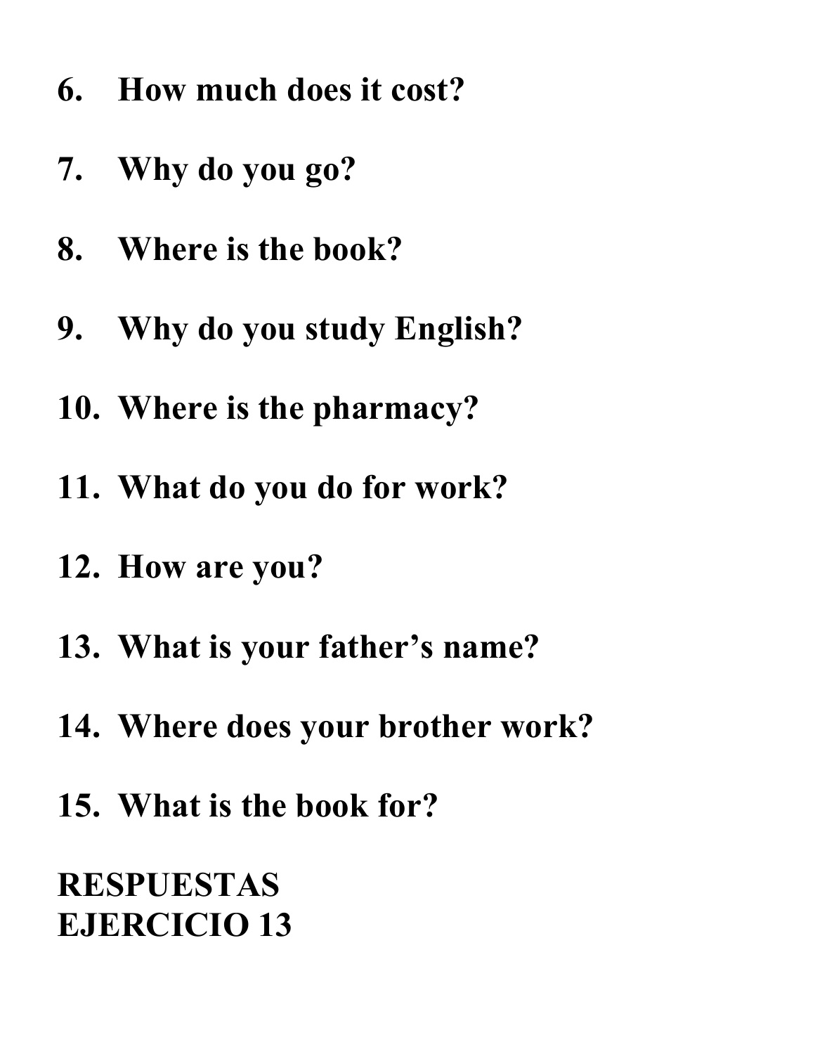6. **How much does it cost?**

7. **Why do you go?**

8. **Where is the book?**

9. **Why do you study English?**

10. **Where is the pharmacy?**

11. **What do you do for work?**

12. **How are you?**

13. **What is your father's name?**

14. **Where does your brother work?**

15. **What is the book for?**

**RESPUESTAS**
**EJERCICIO 13**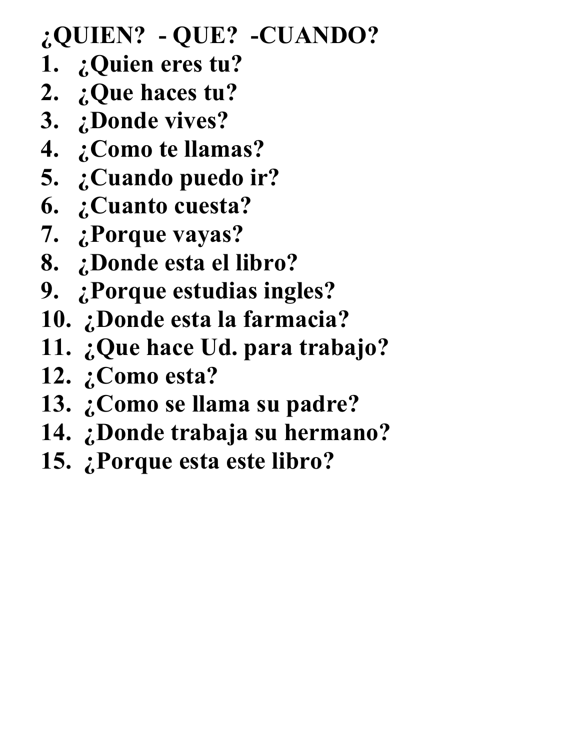**¿QUIEN? - QUE? -CUANDO?**

1. **¿Quien eres tu?**
2. **¿Que haces tu?**
3. **¿Donde vives?**
4. **¿Como te llamas?**
5. **¿Cuando puedo ir?**
6. **¿Cuanto cuesta?**
7. **¿Porque vayas?**
8. **¿Donde esta el libro?**
9. **¿Porque estudias ingles?**
10. **¿Donde esta la farmacia?**
11. **¿Que hace Ud. para trabajo?**
12. **¿Como esta?**
13. **¿Como se llama su padre?**
14. **¿Donde trabaja su hermano?**
15. **¿Porque esta este libro?**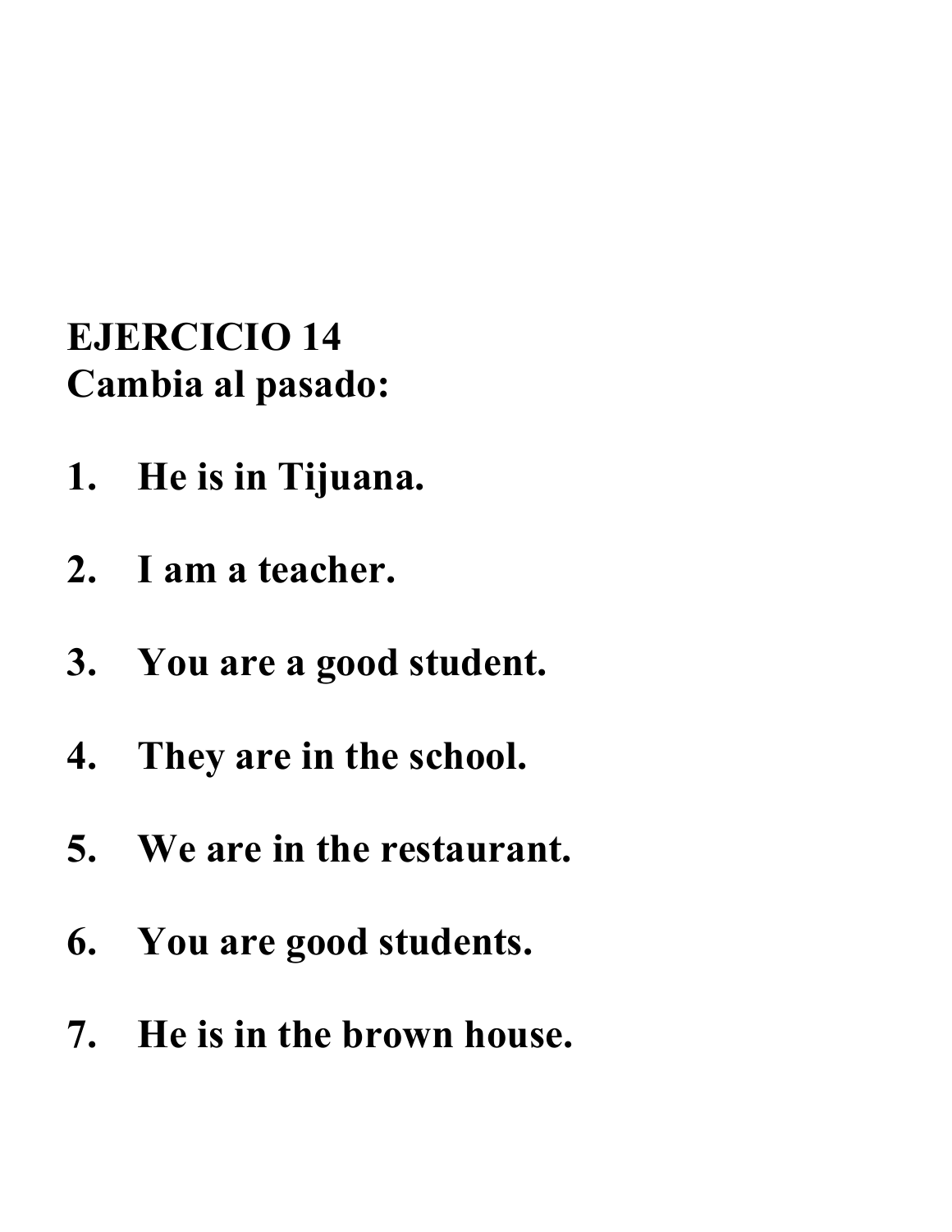**EJERCICIO 14**
**Cambia al pasado:**

1. **He is in Tijuana.**

2. **I am a teacher.**

3. **You are a good student.**

4. **They are in the school.**

5. **We are in the restaurant.**

6. **You are good students.**

7. **He is in the brown house.**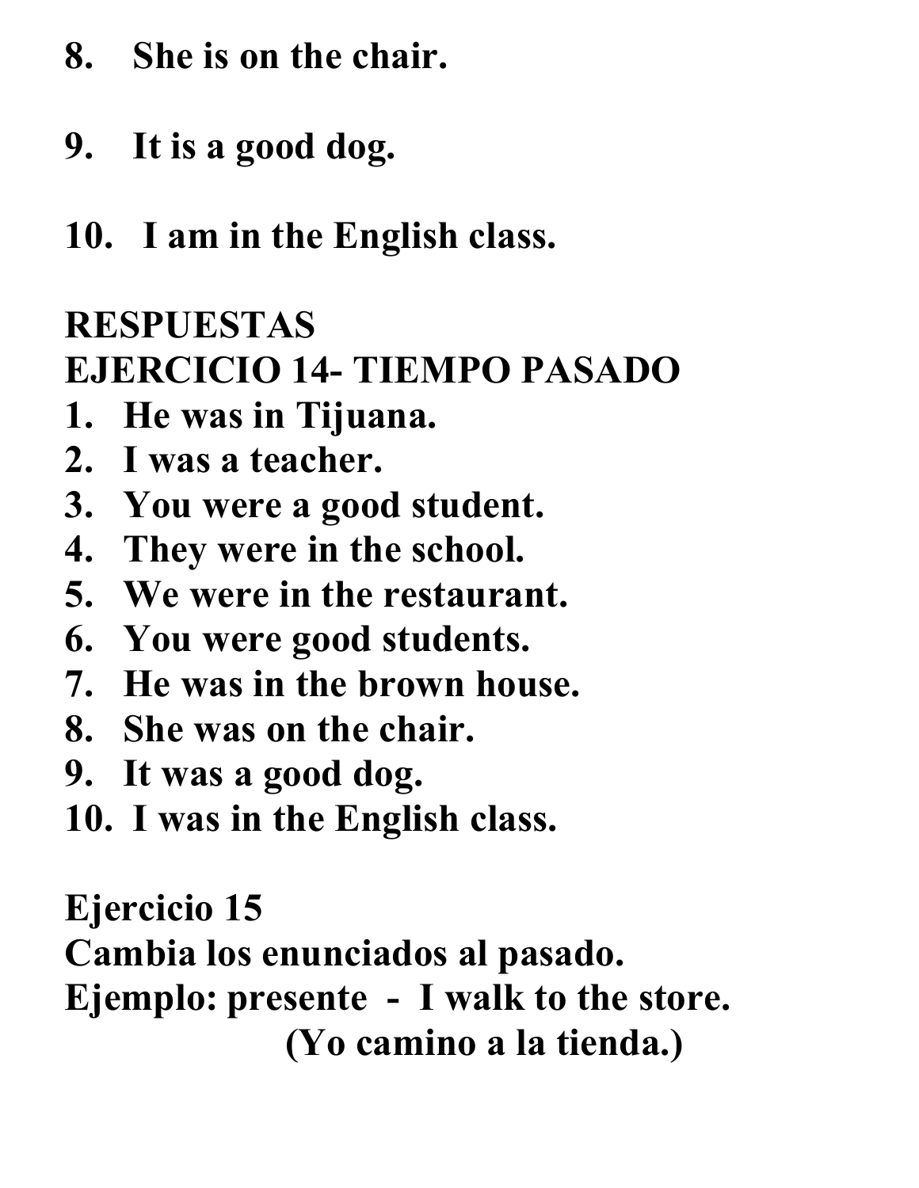8. **She is on the chair.**

9. **It is a good dog.**

10. **I am in the English class.**

**RESPUESTAS**
**EJERCICIO 14- TIEMPO PASADO**

1. **He was in Tijuana.**
2. **I was a teacher.**
3. **You were a good student.**
4. **They were in the school.**
5. **We were in the restaurant.**
6. **You were good students.**
7. **He was in the brown house.**
8. **She was on the chair.**
9. **It was a good dog.**
10. **I was in the English class.**

**Ejercicio 15**
**Cambia los enunciados al pasado.**
**Ejemplo: presente - I walk to the store.**
**(Yo camino a la tienda.)**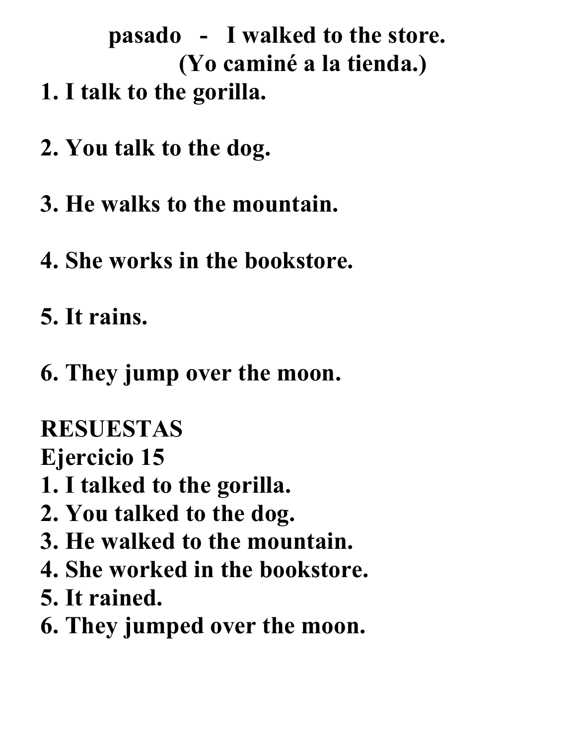**pasado - I walked to the store.**
**(Yo caminé a la tienda.)**

1. I talk to the gorilla.

2. You talk to the dog.

3. He walks to the mountain.

4. She works in the bookstore.

5. It rains.

6. They jump over the moon.

**RESUESTAS**
**Ejercicio 15**

1. I talked to the gorilla.
2. You talked to the dog.
3. He walked to the mountain.
4. She worked in the bookstore.
5. It rained.
6. They jumped over the moon.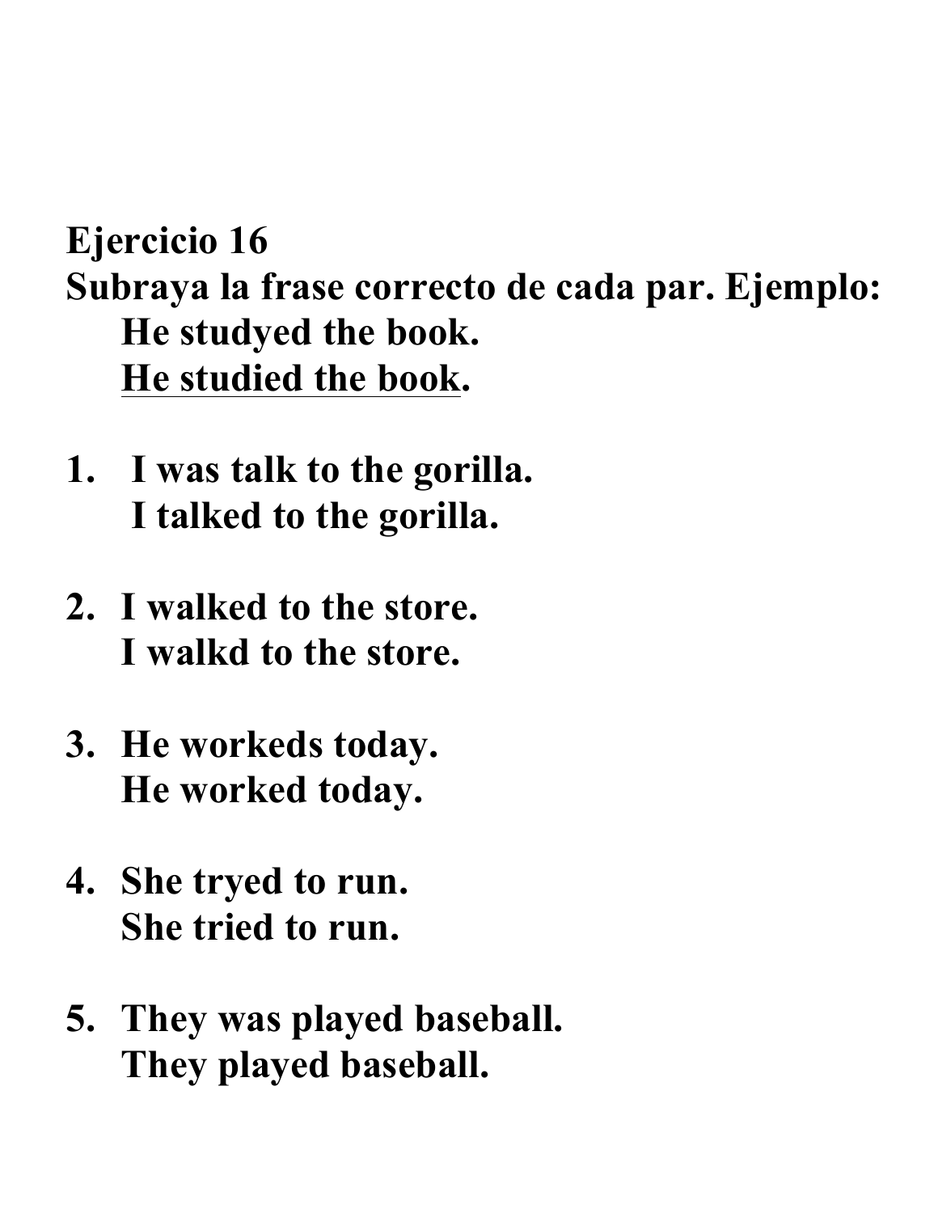**Ejercicio 16**

**Subraya la frase correcto de cada par. Ejemplo:**

**He studyed the book.**
<u>**He studied the book**</u>**.**

1. **I was talk to the gorilla.**
   **I talked to the gorilla.**

2. **I walked to the store.**
   **I walkd to the store.**

3. **He workeds today.**
   **He worked today.**

4. **She tryed to run.**
   **She tried to run.**

5. **They was played baseball.**
   **They played baseball.**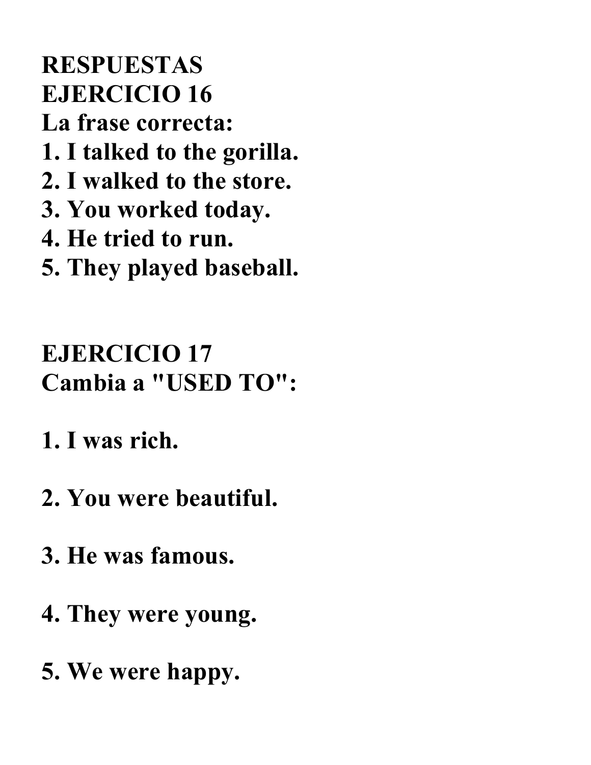**RESPUESTAS**

**EJERCICIO 16**

**La frase correcta:**

**1. I talked to the gorilla.**
**2. I walked to the store.**
**3. You worked today.**
**4. He tried to run.**
**5. They played baseball.**

**EJERCICIO 17**

**Cambia a "USED TO":**

**1. I was rich.**

**2. You were beautiful.**

**3. He was famous.**

**4. They were young.**

**5. We were happy.**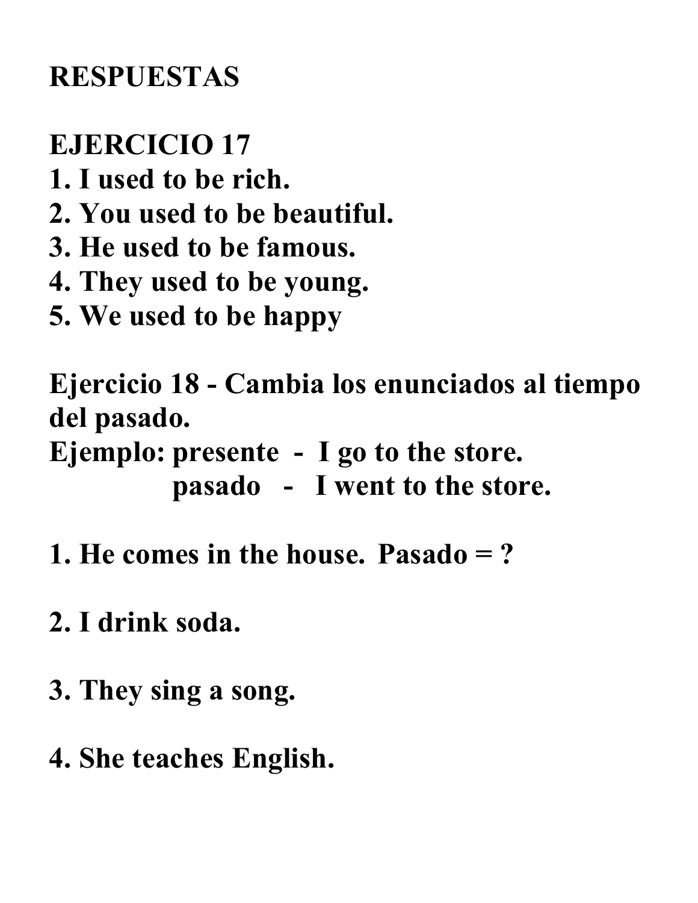**RESPUESTAS**

**EJERCICIO 17**

**1. I used to be rich.**
**2. You used to be beautiful.**
**3. He used to be famous.**
**4. They used to be young.**
**5. We used to be happy**

**Ejercicio 18 - Cambia los enunciados al tiempo del pasado.**
**Ejemplo: presente - I go to the store.**
**pasado - I went to the store.**

**1. He comes in the house. Pasado = ?**

**2. I drink soda.**

**3. They sing a song.**

**4. She teaches English.**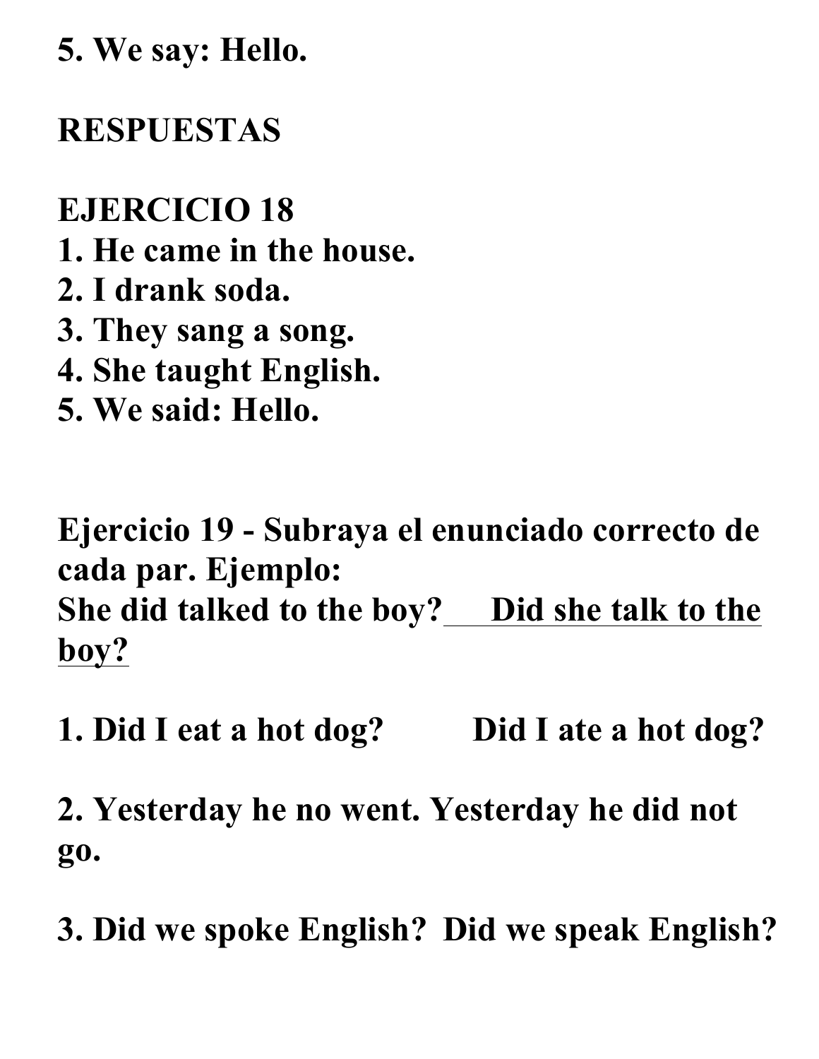**5. We say: Hello.**

**RESPUESTAS**

**EJERCICIO 18**

**1. He came in the house.**
**2. I drank soda.**
**3. They sang a song.**
**4. She taught English.**
**5. We said: Hello.**

**Ejercicio 19 - Subraya el enunciado correcto de cada par. Ejemplo:**
**She did talked to the boy?** <u>**Did she talk to the boy?**</u>

**1. Did I eat a hot dog? Did I ate a hot dog?**

**2. Yesterday he no went. Yesterday he did not go.**

**3. Did we spoke English? Did we speak English?**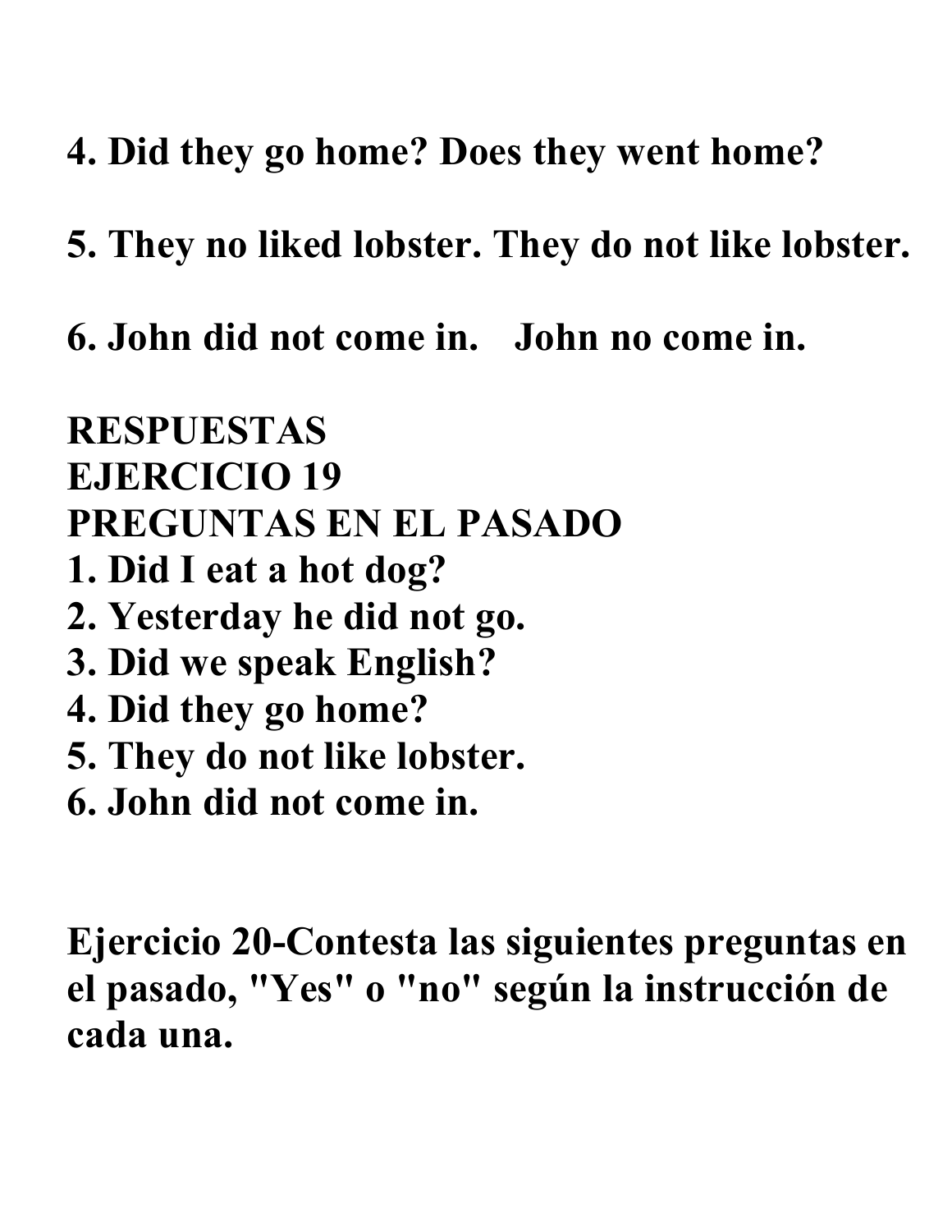**4. Did they go home? Does they went home?**

**5. They no liked lobster. They do not like lobster.**

**6. John did not come in.   John no come in.**

**RESPUESTAS**
**EJERCICIO 19**
**PREGUNTAS EN EL PASADO**

**1. Did I eat a hot dog?**
**2. Yesterday he did not go.**
**3. Did we speak English?**
**4. Did they go home?**
**5. They do not like lobster.**
**6. John did not come in.**

**Ejercicio 20-Contesta las siguientes preguntas en el pasado, "Yes" o "no" según la instrucción de cada una.**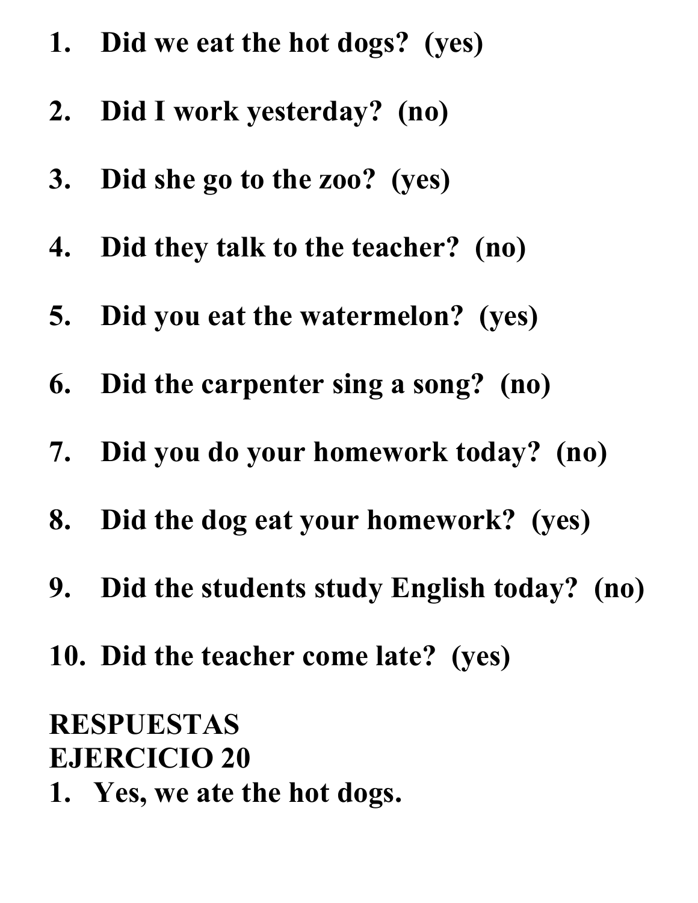1. **Did we eat the hot dogs? (yes)**

2. **Did I work yesterday? (no)**

3. **Did she go to the zoo? (yes)**

4. **Did they talk to the teacher? (no)**

5. **Did you eat the watermelon? (yes)**

6. **Did the carpenter sing a song? (no)**

7. **Did you do your homework today? (no)**

8. **Did the dog eat your homework? (yes)**

9. **Did the students study English today? (no)**

10. **Did the teacher come late? (yes)**

**RESPUESTAS**
**EJERCICIO 20**

1. **Yes, we ate the hot dogs.**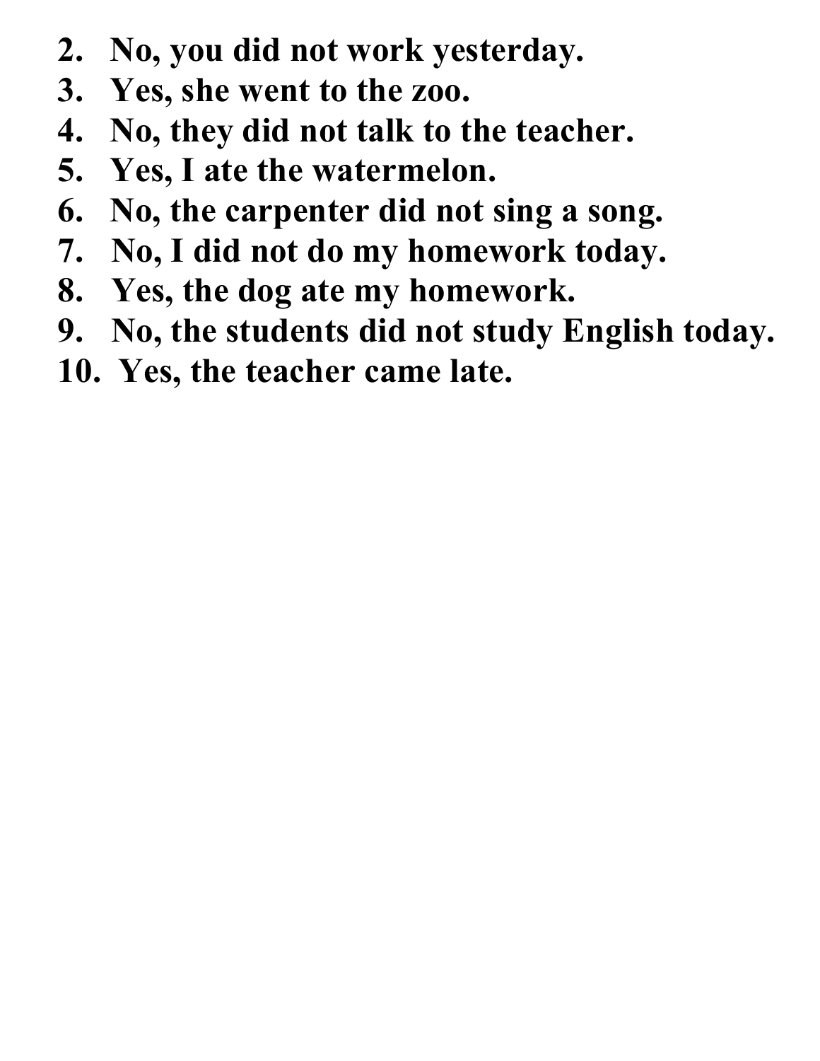2. **No, you did not work yesterday.**
3. **Yes, she went to the zoo.**
4. **No, they did not talk to the teacher.**
5. **Yes, I ate the watermelon.**
6. **No, the carpenter did not sing a song.**
7. **No, I did not do my homework today.**
8. **Yes, the dog ate my homework.**
9. **No, the students did not study English today.**
10. **Yes, the teacher came late.**